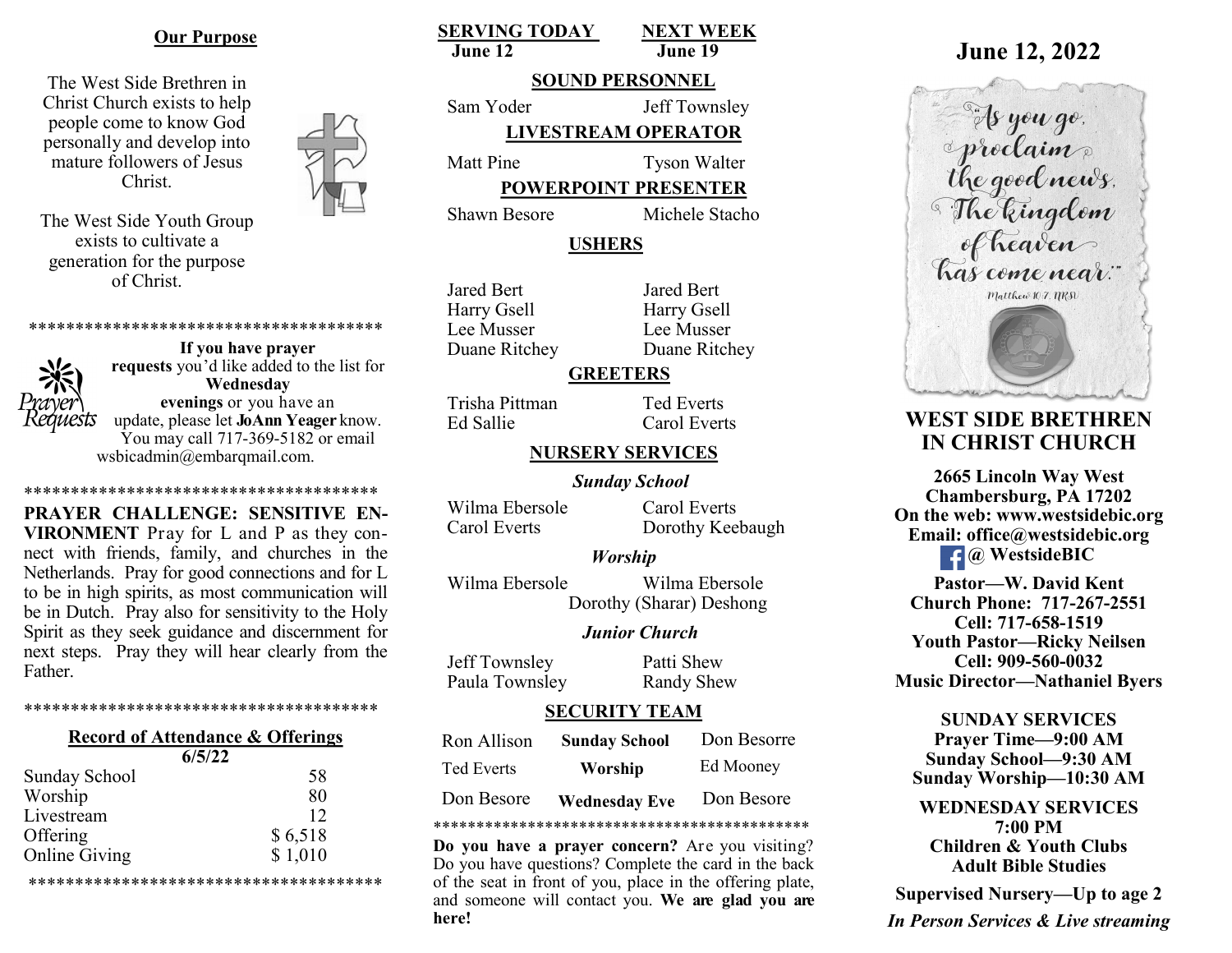## Our Purpose

The West Side Brethren in Christ Church exists to help people come to know God personally and develop into mature followers of Jesus Christ.

The West Side Youth Group exists to cultivate a generation for the purpose of Christ.

***************************************

**If you have prayer requests** you'd like added to the list for **Wednesday evenings** or you have an update, please let **JoAnn Yeager** know. You may call 717-369-5182 or email wsbicadmin@embarqmail.com.

***************************************

**PRAYER CHALLENGE: SENSITIVE ENVIRONMENT** Pray for L and P as they connect with friends, family, and churches in the Netherlands. Pray for good connections and for L to be in high spirits, as most communication will be in Dutch. Pray also for sensitivity to the Holy Spirit as they seek guidance and discernment for next steps. Pray they will hear clearly from the Father.

***************************************

**Record of Attendance & Offerings**

**6/5/22**

| | |
|---|---|
| Sunday School | 58 |
| Worship | 80 |
| Livestream | 12 |
| Offering | $ 6,518 |
| Online Giving | $ 1,010 |

***************************************

| SERVING TODAY June 12 | NEXT WEEK June 19 |
|---|---|
| **SOUND PERSONNEL** | |
| Sam Yoder | Jeff Townsley |
| **LIVESTREAM OPERATOR** | |
| Matt Pine | Tyson Walter |
| **POWERPOINT PRESENTER** | |
| Shawn Besore | Michele Stacho |
| **USHERS** | |
| Jared Bert | Jared Bert |
| Harry Gsell | Harry Gsell |
| Lee Musser | Lee Musser |
| Duane Ritchey | Duane Ritchey |
| **GREETERS** | |
| Trisha Pittman | Ted Everts |
| Ed Sallie | Carol Everts |
| **NURSERY SERVICES** | |
| ***Sunday School*** | |
| Wilma Ebersole | Carol Everts |
| Carol Everts | Dorothy Keebaugh |
| ***Worship*** | |
| Wilma Ebersole | Wilma Ebersole |
| | Dorothy (Sharar) Deshong |
| ***Junior Church*** | |
| Jeff Townsley | Patti Shew |
| Paula Townsley | Randy Shew |

**SECURITY TEAM**

| | | |
|---|---|---|
| Ron Allison | **Sunday School** | Don Besorre |
| Ted Everts | **Worship** | Ed Mooney |
| Don Besore | **Wednesday Eve** | Don Besore |

***************************************

**Do you have a prayer concern?** Are you visiting? Do you have questions? Complete the card in the back of the seat in front of you, place in the offering plate, and someone will contact you. **We are glad you are here!**

# June 12, 2022

"As you go, proclaim the good news, 'The kingdom of heaven has come near.'" Matthew 10:7, NRSV

## WEST SIDE BRETHREN IN CHRIST CHURCH

**2665 Lincoln Way West**
**Chambersburg, PA 17202**
**On the web: www.westsidebic.org**
**Email: office@westsidebic.org**
**@ WestsideBIC**

**Pastor—W. David Kent**
**Church Phone: 717-267-2551**
**Cell: 717-658-1519**
**Youth Pastor—Ricky Neilsen**
**Cell: 909-560-0032**
**Music Director—Nathaniel Byers**

**SUNDAY SERVICES**
**Prayer Time—9:00 AM**
**Sunday School—9:30 AM**
**Sunday Worship—10:30 AM**

**WEDNESDAY SERVICES**
**7:00 PM**
**Children & Youth Clubs**
**Adult Bible Studies**

**Supervised Nursery—Up to age 2**

***In Person Services & Live streaming***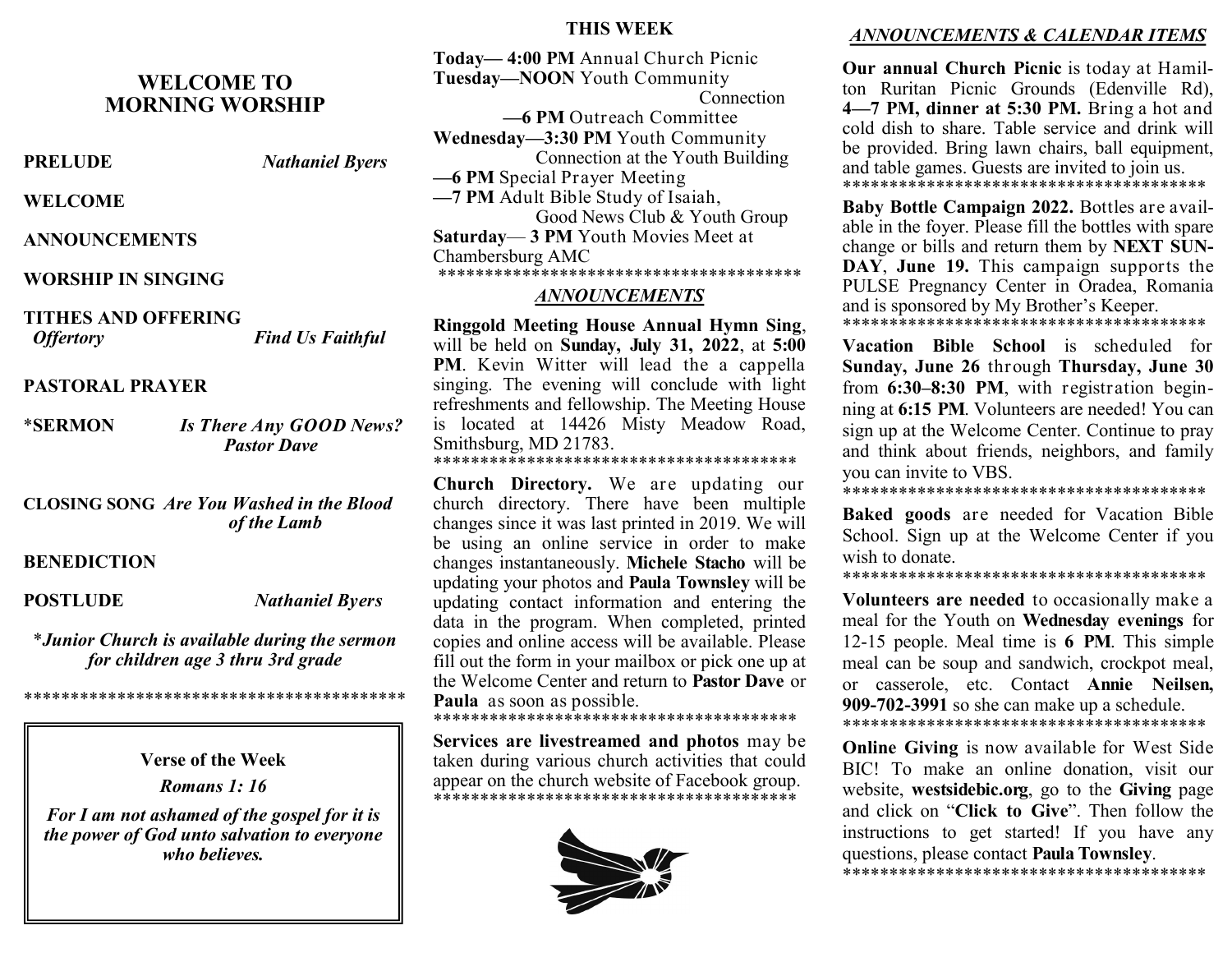# WELCOME TO MORNING WORSHIP

**PRELUDE** *Nathaniel Byers*

**WELCOME**

**ANNOUNCEMENTS**

**WORSHIP IN SINGING**

**TITHES AND OFFERING**
*Offertory* *Find Us Faithful*

**PASTORAL PRAYER**

***SERMON** *Is There Any GOOD News?*
*Pastor Dave*

**CLOSING SONG** *Are You Washed in the Blood of the Lamb*

**BENEDICTION**

**POSTLUDE** *Nathaniel Byers*

**\*Junior Church is available during the sermon for children age 3 thru 3rd grade**

\*\*\*\*\*\*\*\*\*\*\*\*\*\*\*\*\*\*\*\*\*\*\*\*\*\*\*\*\*\*\*\*\*\*\*\*\*\*\*\*

**Verse of the Week**

***Romans 1: 16***

***For I am not ashamed of the gospel for it is the power of God unto salvation to everyone who believes.***

## THIS WEEK

**Today— 4:00 PM** Annual Church Picnic
**Tuesday—NOON** Youth Community Connection
**—6 PM** Outreach Committee
**Wednesday—3:30 PM** Youth Community Connection at the Youth Building
**—6 PM** Special Prayer Meeting
**—7 PM** Adult Bible Study of Isaiah, Good News Club & Youth Group
**Saturday**— **3 PM** Youth Movies Meet at Chambersburg AMC

\*\*\*\*\*\*\*\*\*\*\*\*\*\*\*\*\*\*\*\*\*\*\*\*\*\*\*\*\*\*\*\*\*\*\*\*\*\*\*\*

## *ANNOUNCEMENTS*

**Ringgold Meeting House Annual Hymn Sing**, will be held on **Sunday, July 31, 2022**, at **5:00 PM**. Kevin Witter will lead the a cappella singing. The evening will conclude with light refreshments and fellowship. The Meeting House is located at 14426 Misty Meadow Road, Smithsburg, MD 21783.

\*\*\*\*\*\*\*\*\*\*\*\*\*\*\*\*\*\*\*\*\*\*\*\*\*\*\*\*\*\*\*\*\*\*\*\*\*\*\*\*

**Church Directory.** We are updating our church directory. There have been multiple changes since it was last printed in 2019. We will be using an online service in order to make changes instantaneously. **Michele Stacho** will be updating your photos and **Paula Townsley** will be updating contact information and entering the data in the program. When completed, printed copies and online access will be available. Please fill out the form in your mailbox or pick one up at the Welcome Center and return to **Pastor Dave** or **Paula** as soon as possible.

\*\*\*\*\*\*\*\*\*\*\*\*\*\*\*\*\*\*\*\*\*\*\*\*\*\*\*\*\*\*\*\*\*\*\*\*\*\*\*\*

**Services are livestreamed and photos** may be taken during various church activities that could appear on the church website of Facebook group.

\*\*\*\*\*\*\*\*\*\*\*\*\*\*\*\*\*\*\*\*\*\*\*\*\*\*\*\*\*\*\*\*\*\*\*\*\*\*\*\*

## *ANNOUNCEMENTS & CALENDAR ITEMS*

**Our annual Church Picnic** is today at Hamilton Ruritan Picnic Grounds (Edenville Rd), **4—7 PM, dinner at 5:30 PM.** Bring a hot and cold dish to share. Table service and drink will be provided. Bring lawn chairs, ball equipment, and table games. Guests are invited to join us.

\*\*\*\*\*\*\*\*\*\*\*\*\*\*\*\*\*\*\*\*\*\*\*\*\*\*\*\*\*\*\*\*\*\*\*\*\*\*\*\*

**Baby Bottle Campaign 2022.** Bottles are available in the foyer. Please fill the bottles with spare change or bills and return them by **NEXT SUNDAY**, **June 19.** This campaign supports the PULSE Pregnancy Center in Oradea, Romania and is sponsored by My Brother's Keeper.

\*\*\*\*\*\*\*\*\*\*\*\*\*\*\*\*\*\*\*\*\*\*\*\*\*\*\*\*\*\*\*\*\*\*\*\*\*\*\*\*

**Vacation Bible School** is scheduled for **Sunday, June 26** through **Thursday, June 30** from **6:30–8:30 PM**, with registration beginning at **6:15 PM**. Volunteers are needed! You can sign up at the Welcome Center. Continue to pray and think about friends, neighbors, and family you can invite to VBS.

\*\*\*\*\*\*\*\*\*\*\*\*\*\*\*\*\*\*\*\*\*\*\*\*\*\*\*\*\*\*\*\*\*\*\*\*\*\*\*\*

**Baked goods** are needed for Vacation Bible School. Sign up at the Welcome Center if you wish to donate.

\*\*\*\*\*\*\*\*\*\*\*\*\*\*\*\*\*\*\*\*\*\*\*\*\*\*\*\*\*\*\*\*\*\*\*\*\*\*\*\*

**Volunteers are needed** to occasionally make a meal for the Youth on **Wednesday evenings** for 12-15 people. Meal time is **6 PM**. This simple meal can be soup and sandwich, crockpot meal, or casserole, etc. Contact **Annie Neilsen, 909-702-3991** so she can make up a schedule.

\*\*\*\*\*\*\*\*\*\*\*\*\*\*\*\*\*\*\*\*\*\*\*\*\*\*\*\*\*\*\*\*\*\*\*\*\*\*\*\*

**Online Giving** is now available for West Side BIC! To make an online donation, visit our website, **westsidebic.org**, go to the **Giving** page and click on "**Click to Give**". Then follow the instructions to get started! If you have any questions, please contact **Paula Townsley**.

\*\*\*\*\*\*\*\*\*\*\*\*\*\*\*\*\*\*\*\*\*\*\*\*\*\*\*\*\*\*\*\*\*\*\*\*\*\*\*\*